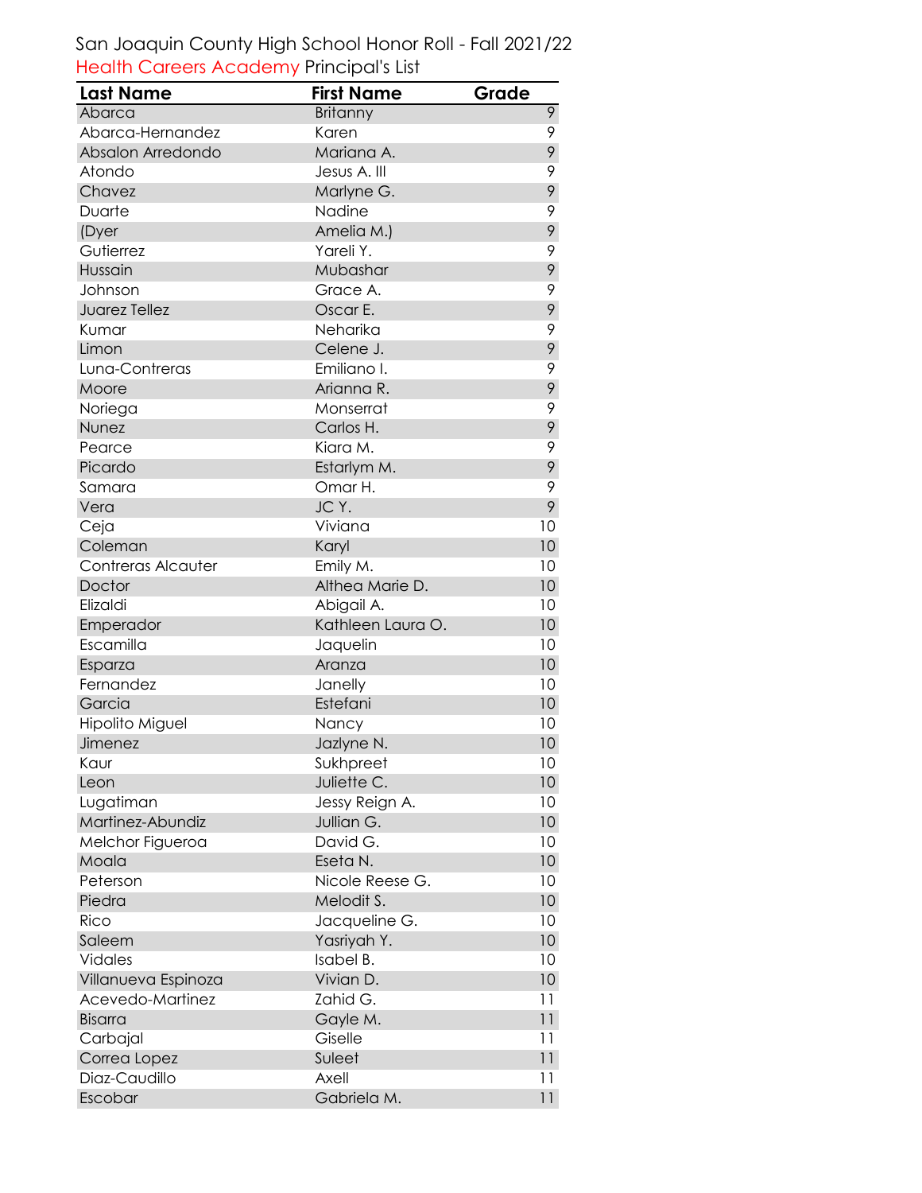San Joaquin County High School Honor Roll - Fall 2021/22

Health Careers Academy Principal's List

| Last Name | First Name | Grade |
|---|---|---|
| Abarca | Britanny | 9 |
| Abarca-Hernandez | Karen | 9 |
| Absalon Arredondo | Mariana A. | 9 |
| Atondo | Jesus A. III | 9 |
| Chavez | Marlyne G. | 9 |
| Duarte | Nadine | 9 |
| (Dyer | Amelia M.) | 9 |
| Gutierrez | Yareli Y. | 9 |
| Hussain | Mubashar | 9 |
| Johnson | Grace A. | 9 |
| Juarez Tellez | Oscar E. | 9 |
| Kumar | Neharika | 9 |
| Limon | Celene J. | 9 |
| Luna-Contreras | Emiliano I. | 9 |
| Moore | Arianna R. | 9 |
| Noriega | Monserrat | 9 |
| Nunez | Carlos H. | 9 |
| Pearce | Kiara M. | 9 |
| Picardo | Estarlym M. | 9 |
| Samara | Omar H. | 9 |
| Vera | JC Y. | 9 |
| Ceja | Viviana | 10 |
| Coleman | Karyl | 10 |
| Contreras Alcauter | Emily M. | 10 |
| Doctor | Althea Marie D. | 10 |
| Elizaldi | Abigail A. | 10 |
| Emperador | Kathleen Laura O. | 10 |
| Escamilla | Jaquelin | 10 |
| Esparza | Aranza | 10 |
| Fernandez | Janelly | 10 |
| Garcia | Estefani | 10 |
| Hipolito Miguel | Nancy | 10 |
| Jimenez | Jazlyne N. | 10 |
| Kaur | Sukhpreet | 10 |
| Leon | Juliette C. | 10 |
| Lugatiman | Jessy Reign A. | 10 |
| Martinez-Abundiz | Jullian G. | 10 |
| Melchor Figueroa | David G. | 10 |
| Moala | Eseta N. | 10 |
| Peterson | Nicole Reese G. | 10 |
| Piedra | Melodit S. | 10 |
| Rico | Jacqueline G. | 10 |
| Saleem | Yasriyah Y. | 10 |
| Vidales | Isabel B. | 10 |
| Villanueva Espinoza | Vivian D. | 10 |
| Acevedo-Martinez | Zahid G. | 11 |
| Bisarra | Gayle M. | 11 |
| Carbajal | Giselle | 11 |
| Correa Lopez | Suleet | 11 |
| Diaz-Caudillo | Axell | 11 |
| Escobar | Gabriela M. | 11 |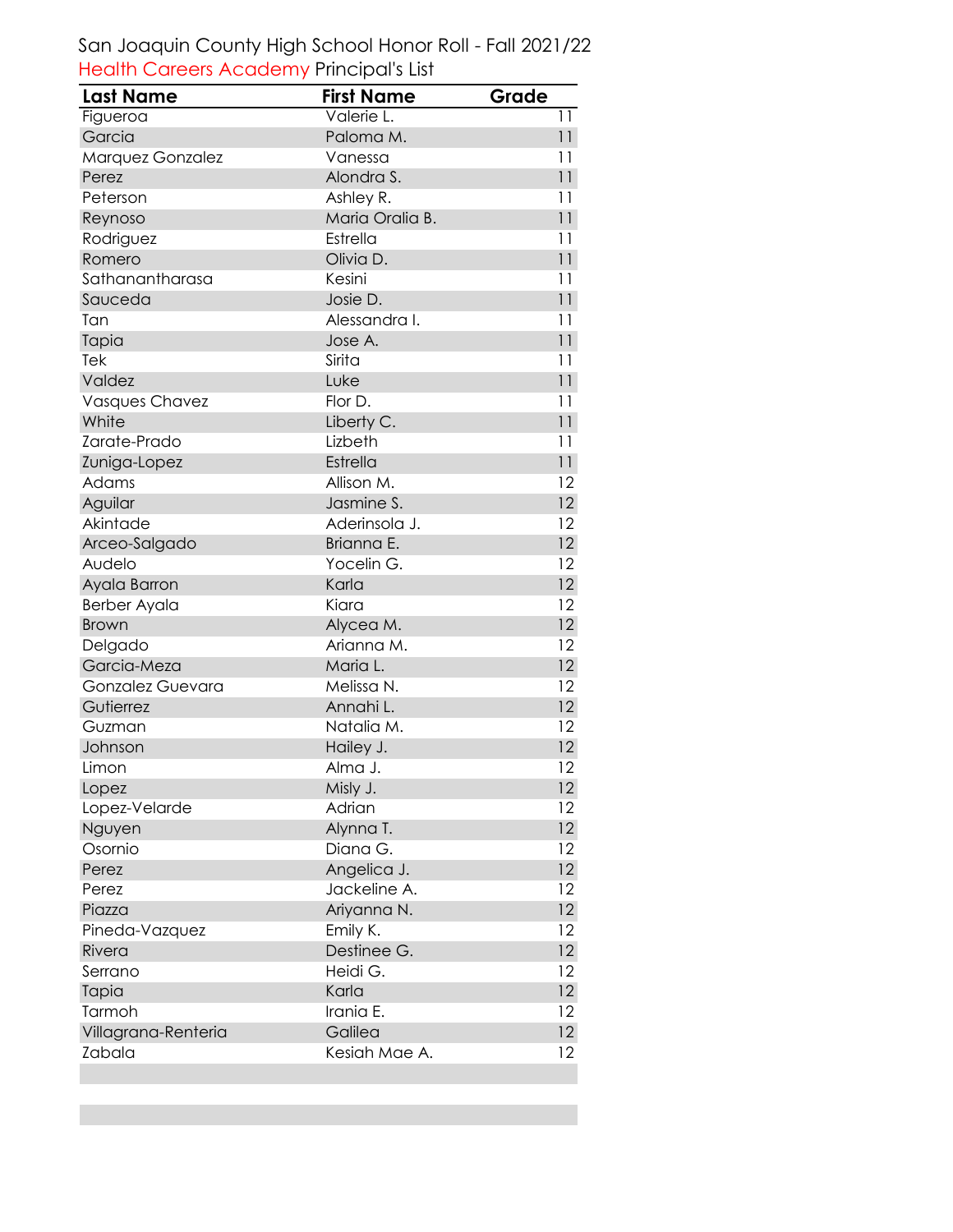San Joaquin County High School Honor Roll - Fall 2021/22

Health Careers Academy Principal's List

| Last Name | First Name | Grade |
|---|---|---|
| Figueroa | Valerie L. | 11 |
| Garcia | Paloma M. | 11 |
| Marquez Gonzalez | Vanessa | 11 |
| Perez | Alondra S. | 11 |
| Peterson | Ashley R. | 11 |
| Reynoso | Maria Oralia B. | 11 |
| Rodriguez | Estrella | 11 |
| Romero | Olivia D. | 11 |
| Sathanantharasa | Kesini | 11 |
| Sauceda | Josie D. | 11 |
| Tan | Alessandra I. | 11 |
| Tapia | Jose A. | 11 |
| Tek | Sirita | 11 |
| Valdez | Luke | 11 |
| Vasques Chavez | Flor D. | 11 |
| White | Liberty C. | 11 |
| Zarate-Prado | Lizbeth | 11 |
| Zuniga-Lopez | Estrella | 11 |
| Adams | Allison M. | 12 |
| Aguilar | Jasmine S. | 12 |
| Akintade | Aderinsola J. | 12 |
| Arceo-Salgado | Brianna E. | 12 |
| Audelo | Yocelin G. | 12 |
| Ayala Barron | Karla | 12 |
| Berber Ayala | Kiara | 12 |
| Brown | Alycea M. | 12 |
| Delgado | Arianna M. | 12 |
| Garcia-Meza | Maria L. | 12 |
| Gonzalez Guevara | Melissa N. | 12 |
| Gutierrez | Annahi L. | 12 |
| Guzman | Natalia M. | 12 |
| Johnson | Hailey J. | 12 |
| Limon | Alma J. | 12 |
| Lopez | Misly J. | 12 |
| Lopez-Velarde | Adrian | 12 |
| Nguyen | Alynna T. | 12 |
| Osornio | Diana G. | 12 |
| Perez | Angelica J. | 12 |
| Perez | Jackeline A. | 12 |
| Piazza | Ariyanna N. | 12 |
| Pineda-Vazquez | Emily K. | 12 |
| Rivera | Destinee G. | 12 |
| Serrano | Heidi G. | 12 |
| Tapia | Karla | 12 |
| Tarmoh | Irania E. | 12 |
| Villagrana-Renteria | Galilea | 12 |
| Zabala | Kesiah Mae A. | 12 |